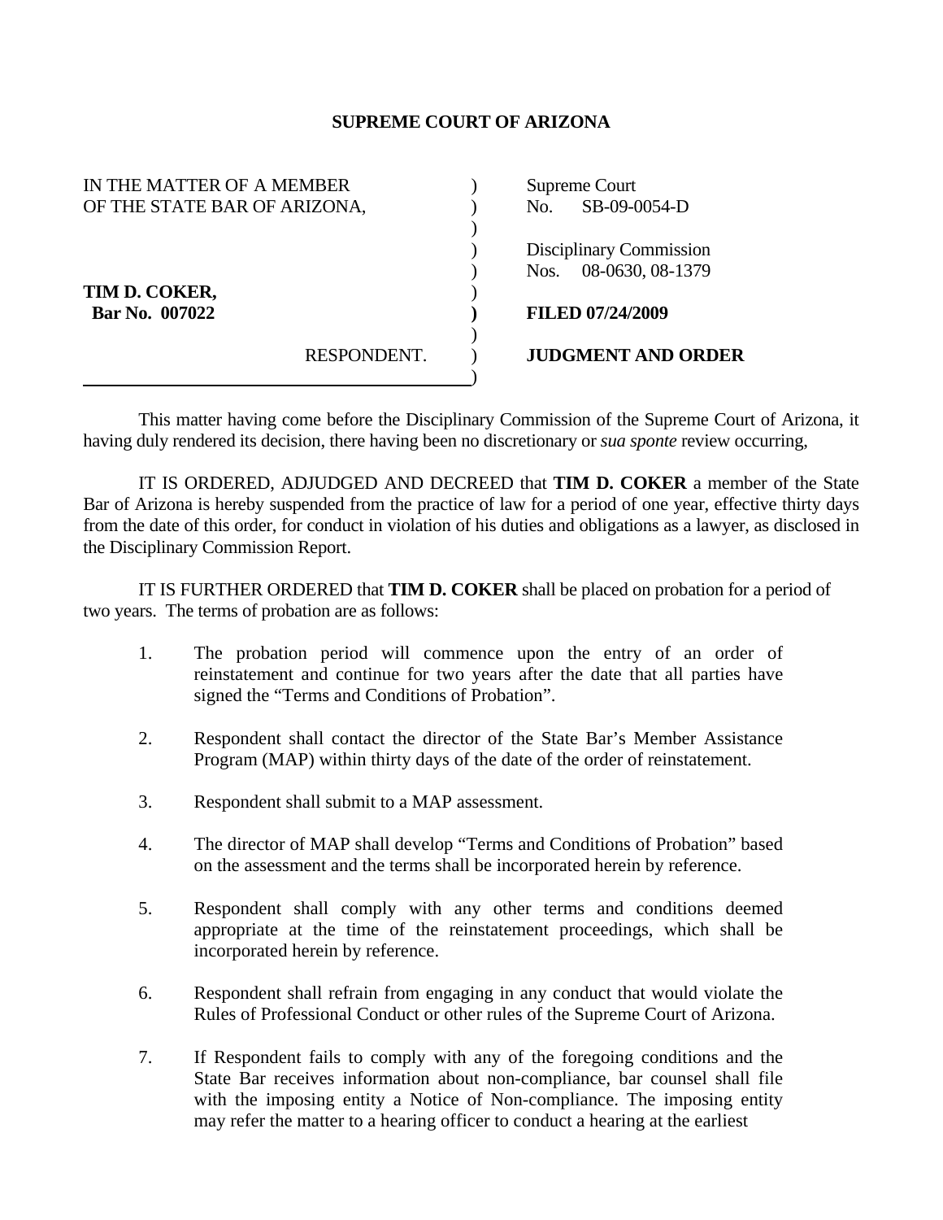# SUPREME COURT OF ARIZONA

| | |
|---|---|
| IN THE MATTER OF A MEMBER OF THE STATE BAR OF ARIZONA, | Supreme Court No. SB-09-0054-D |
| | Disciplinary Commission Nos. 08-0630, 08-1379 |
| **TIM D. COKER,** **Bar No. 007022** | **FILED 07/24/2009** |
| RESPONDENT. | **JUDGMENT AND ORDER** |

This matter having come before the Disciplinary Commission of the Supreme Court of Arizona, it having duly rendered its decision, there having been no discretionary or *sua sponte* review occurring,

IT IS ORDERED, ADJUDGED AND DECREED that **TIM D. COKER** a member of the State Bar of Arizona is hereby suspended from the practice of law for a period of one year, effective thirty days from the date of this order, for conduct in violation of his duties and obligations as a lawyer, as disclosed in the Disciplinary Commission Report.

IT IS FURTHER ORDERED that **TIM D. COKER** shall be placed on probation for a period of two years. The terms of probation are as follows:

1. The probation period will commence upon the entry of an order of reinstatement and continue for two years after the date that all parties have signed the "Terms and Conditions of Probation".

2. Respondent shall contact the director of the State Bar's Member Assistance Program (MAP) within thirty days of the date of the order of reinstatement.

3. Respondent shall submit to a MAP assessment.

4. The director of MAP shall develop "Terms and Conditions of Probation" based on the assessment and the terms shall be incorporated herein by reference.

5. Respondent shall comply with any other terms and conditions deemed appropriate at the time of the reinstatement proceedings, which shall be incorporated herein by reference.

6. Respondent shall refrain from engaging in any conduct that would violate the Rules of Professional Conduct or other rules of the Supreme Court of Arizona.

7. If Respondent fails to comply with any of the foregoing conditions and the State Bar receives information about non-compliance, bar counsel shall file with the imposing entity a Notice of Non-compliance. The imposing entity may refer the matter to a hearing officer to conduct a hearing at the earliest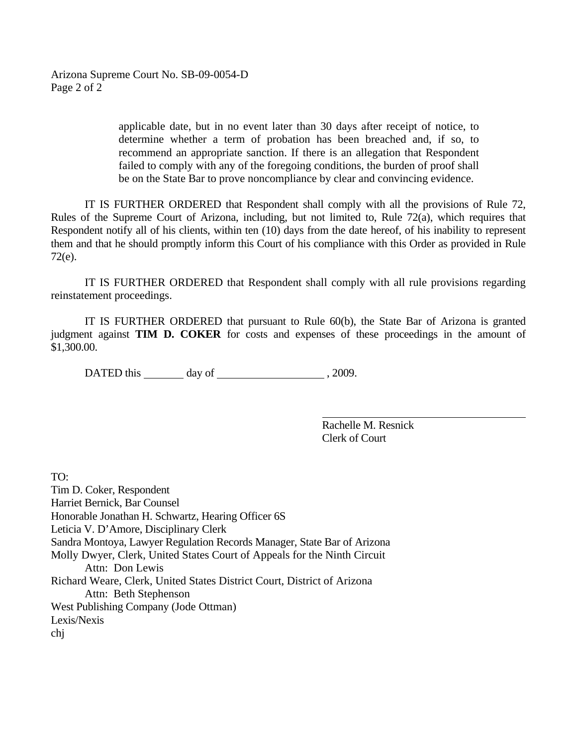applicable date, but in no event later than 30 days after receipt of notice, to determine whether a term of probation has been breached and, if so, to recommend an appropriate sanction. If there is an allegation that Respondent failed to comply with any of the foregoing conditions, the burden of proof shall be on the State Bar to prove noncompliance by clear and convincing evidence.

IT IS FURTHER ORDERED that Respondent shall comply with all the provisions of Rule 72, Rules of the Supreme Court of Arizona, including, but not limited to, Rule 72(a), which requires that Respondent notify all of his clients, within ten (10) days from the date hereof, of his inability to represent them and that he should promptly inform this Court of his compliance with this Order as provided in Rule 72(e).

IT IS FURTHER ORDERED that Respondent shall comply with all rule provisions regarding reinstatement proceedings.

IT IS FURTHER ORDERED that pursuant to Rule 60(b), the State Bar of Arizona is granted judgment against **TIM D. COKER** for costs and expenses of these proceedings in the amount of $1,300.00.

DATED this ________ day of ___________________ , 2009.

Rachelle M. Resnick
Clerk of Court

TO:
Tim D. Coker, Respondent
Harriet Bernick, Bar Counsel
Honorable Jonathan H. Schwartz, Hearing Officer 6S
Leticia V. D'Amore, Disciplinary Clerk
Sandra Montoya, Lawyer Regulation Records Manager, State Bar of Arizona
Molly Dwyer, Clerk, United States Court of Appeals for the Ninth Circuit
Attn: Don Lewis
Richard Weare, Clerk, United States District Court, District of Arizona
Attn: Beth Stephenson
West Publishing Company (Jode Ottman)
Lexis/Nexis
chj